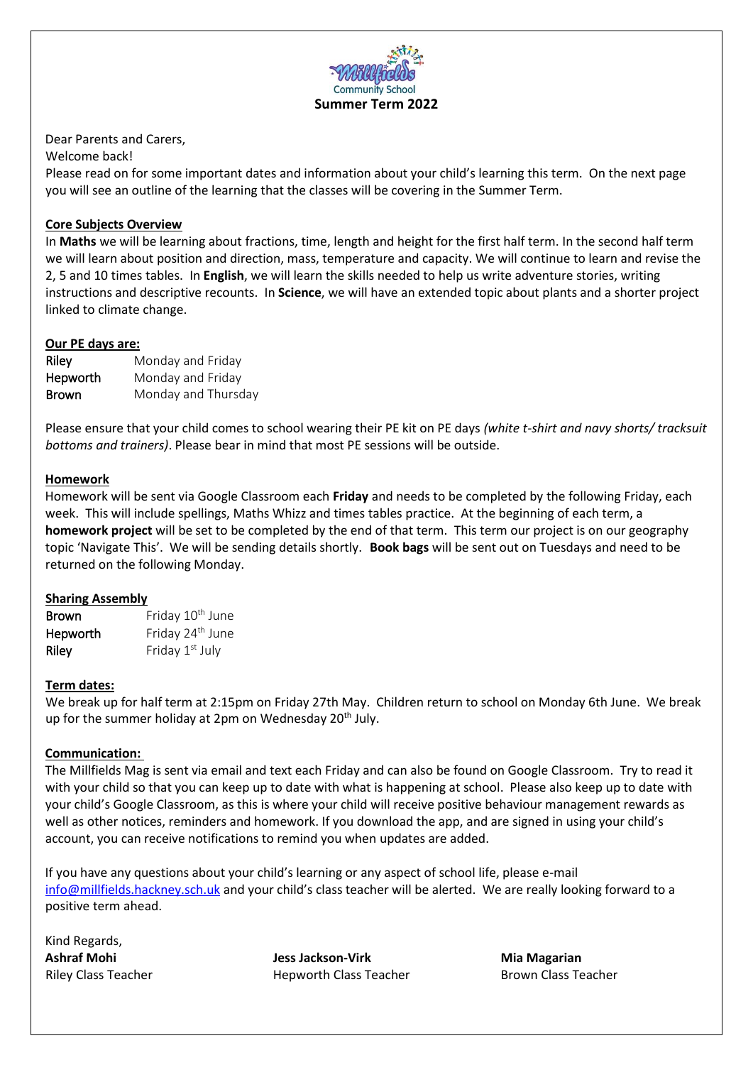Millfields Community School

**Summer Term 2022**

Dear Parents and Carers,

Welcome back!

Please read on for some important dates and information about your child's learning this term. On the next page you will see an outline of the learning that the classes will be covering in the Summer Term.

**Core Subjects Overview**

In **Maths** we will be learning about fractions, time, length and height for the first half term. In the second half term we will learn about position and direction, mass, temperature and capacity. We will continue to learn and revise the 2, 5 and 10 times tables. In **English**, we will learn the skills needed to help us write adventure stories, writing instructions and descriptive recounts. In **Science**, we will have an extended topic about plants and a shorter project linked to climate change.

**Our PE days are:**

| | |
|---|---|
| Riley | Monday and Friday |
| Hepworth | Monday and Friday |
| Brown | Monday and Thursday |

Please ensure that your child comes to school wearing their PE kit on PE days *(white t-shirt and navy shorts/ tracksuit bottoms and trainers)*. Please bear in mind that most PE sessions will be outside.

**Homework**

Homework will be sent via Google Classroom each **Friday** and needs to be completed by the following Friday, each week. This will include spellings, Maths Whizz and times tables practice. At the beginning of each term, a **homework project** will be set to be completed by the end of that term. This term our project is on our geography topic 'Navigate This'. We will be sending details shortly. **Book bags** will be sent out on Tuesdays and need to be returned on the following Monday.

**Sharing Assembly**

| | |
|---|---|
| Brown | Friday 10th June |
| Hepworth | Friday 24th June |
| Riley | Friday 1st July |

**Term dates:**

We break up for half term at 2:15pm on Friday 27th May. Children return to school on Monday 6th June. We break up for the summer holiday at 2pm on Wednesday 20th July.

**Communication:**

The Millfields Mag is sent via email and text each Friday and can also be found on Google Classroom. Try to read it with your child so that you can keep up to date with what is happening at school. Please also keep up to date with your child's Google Classroom, as this is where your child will receive positive behaviour management rewards as well as other notices, reminders and homework. If you download the app, and are signed in using your child's account, you can receive notifications to remind you when updates are added.

If you have any questions about your child's learning or any aspect of school life, please e-mail info@millfields.hackney.sch.uk and your child's class teacher will be alerted. We are really looking forward to a positive term ahead.

Kind Regards,

**Ashraf Mohi**
Riley Class Teacher

**Jess Jackson-Virk**
Hepworth Class Teacher

**Mia Magarian**
Brown Class Teacher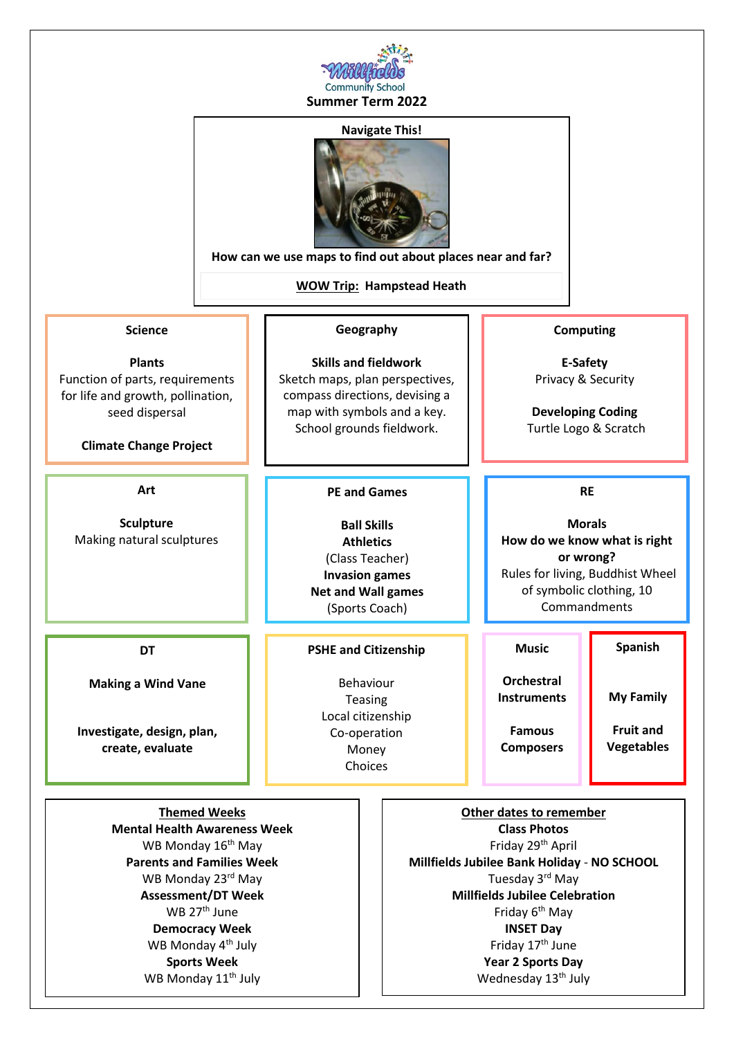Millfields Community School

# Summer Term 2022

## Navigate This!

**How can we use maps to find out about places near and far?**

**WOW Trip: Hampstead Heath**

### Science

**Plants**
Function of parts, requirements for life and growth, pollination, seed dispersal

**Climate Change Project**

### Geography

**Skills and fieldwork**
Sketch maps, plan perspectives, compass directions, devising a map with symbols and a key. School grounds fieldwork.

### Computing

**E-Safety**
Privacy & Security

**Developing Coding**
Turtle Logo & Scratch

### Art

**Sculpture**
Making natural sculptures

### PE and Games

**Ball Skills**
**Athletics**
(Class Teacher)
**Invasion games**
**Net and Wall games**
(Sports Coach)

### RE

**Morals**
**How do we know what is right or wrong?**
Rules for living, Buddhist Wheel of symbolic clothing, 10 Commandments

### DT

**Making a Wind Vane**

**Investigate, design, plan, create, evaluate**

### PSHE and Citizenship

Behaviour
Teasing
Local citizenship
Co-operation
Money
Choices

### Music

**Orchestral Instruments**

**Famous Composers**

### Spanish

**My Family**

**Fruit and Vegetables**

### Themed Weeks

**Mental Health Awareness Week**
WB Monday 16th May
**Parents and Families Week**
WB Monday 23rd May
**Assessment/DT Week**
WB 27th June
**Democracy Week**
WB Monday 4th July
**Sports Week**
WB Monday 11th July

### Other dates to remember

**Class Photos**
Friday 29th April
**Millfields Jubilee Bank Holiday - NO SCHOOL**
Tuesday 3rd May
**Millfields Jubilee Celebration**
Friday 6th May
**INSET Day**
Friday 17th June
**Year 2 Sports Day**
Wednesday 13th July